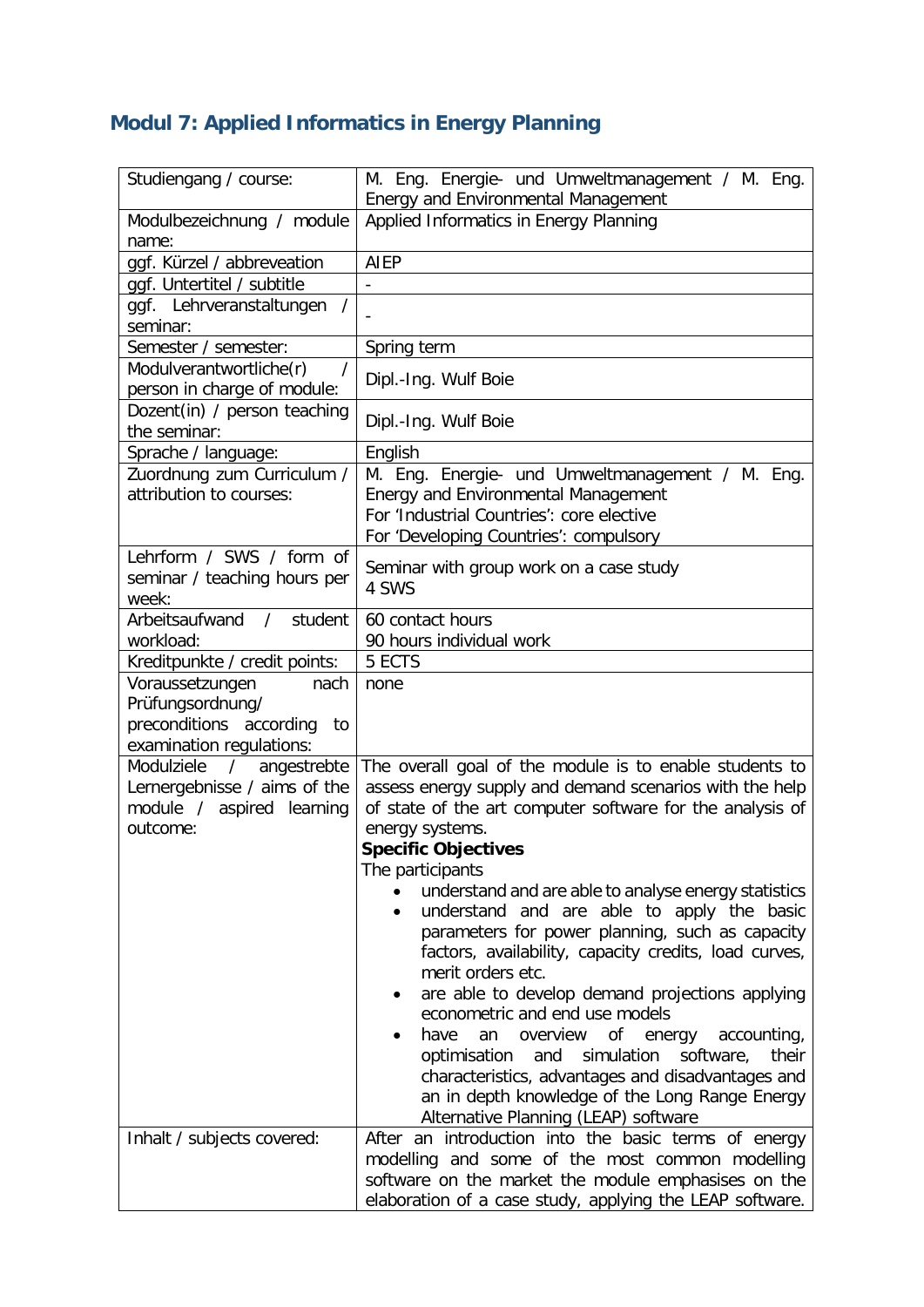## Modul 7: Applied Informatics in Energy Planning

| | |
|---|---|
| Studiengang / course: | M. Eng. Energie- und Umweltmanagement / M. Eng. Energy and Environmental Management |
| Modulbezeichnung / module name: | Applied Informatics in Energy Planning |
| ggf. Kürzel / abbreveation | AIEP |
| ggf. Untertitel / subtitle | - |
| ggf. Lehrveranstaltungen / seminar: | - |
| Semester / semester: | Spring term |
| Modulverantwortliche(r) / person in charge of module: | Dipl.-Ing. Wulf Boie |
| Dozent(in) / person teaching the seminar: | Dipl.-Ing. Wulf Boie |
| Sprache / language: | English |
| Zuordnung zum Curriculum / attribution to courses: | M. Eng. Energie- und Umweltmanagement / M. Eng. Energy and Environmental Management<br>For 'Industrial Countries': core elective<br>For 'Developing Countries': compulsory |
| Lehrform / SWS / form of seminar / teaching hours per week: | Seminar with group work on a case study<br>4 SWS |
| Arbeitsaufwand / student workload: | 60 contact hours<br>90 hours individual work |
| Kreditpunkte / credit points: | 5 ECTS |
| Voraussetzungen nach Prüfungsordnung/ preconditions according to examination regulations: | none |
| Modulziele / angestrebte Lernergebnisse / aims of the module / aspired learning outcome: | The overall goal of the module is to enable students to assess energy supply and demand scenarios with the help of state of the art computer software for the analysis of energy systems.<br>**Specific Objectives**<br>The participants<br>• understand and are able to analyse energy statistics<br>• understand and are able to apply the basic parameters for power planning, such as capacity factors, availability, capacity credits, load curves, merit orders etc.<br>• are able to develop demand projections applying econometric and end use models<br>• have an overview of energy accounting, optimisation and simulation software, their characteristics, advantages and disadvantages and an in depth knowledge of the Long Range Energy Alternative Planning (LEAP) software |
| Inhalt / subjects covered: | After an introduction into the basic terms of energy modelling and some of the most common modelling software on the market the module emphasises on the elaboration of a case study, applying the LEAP software. |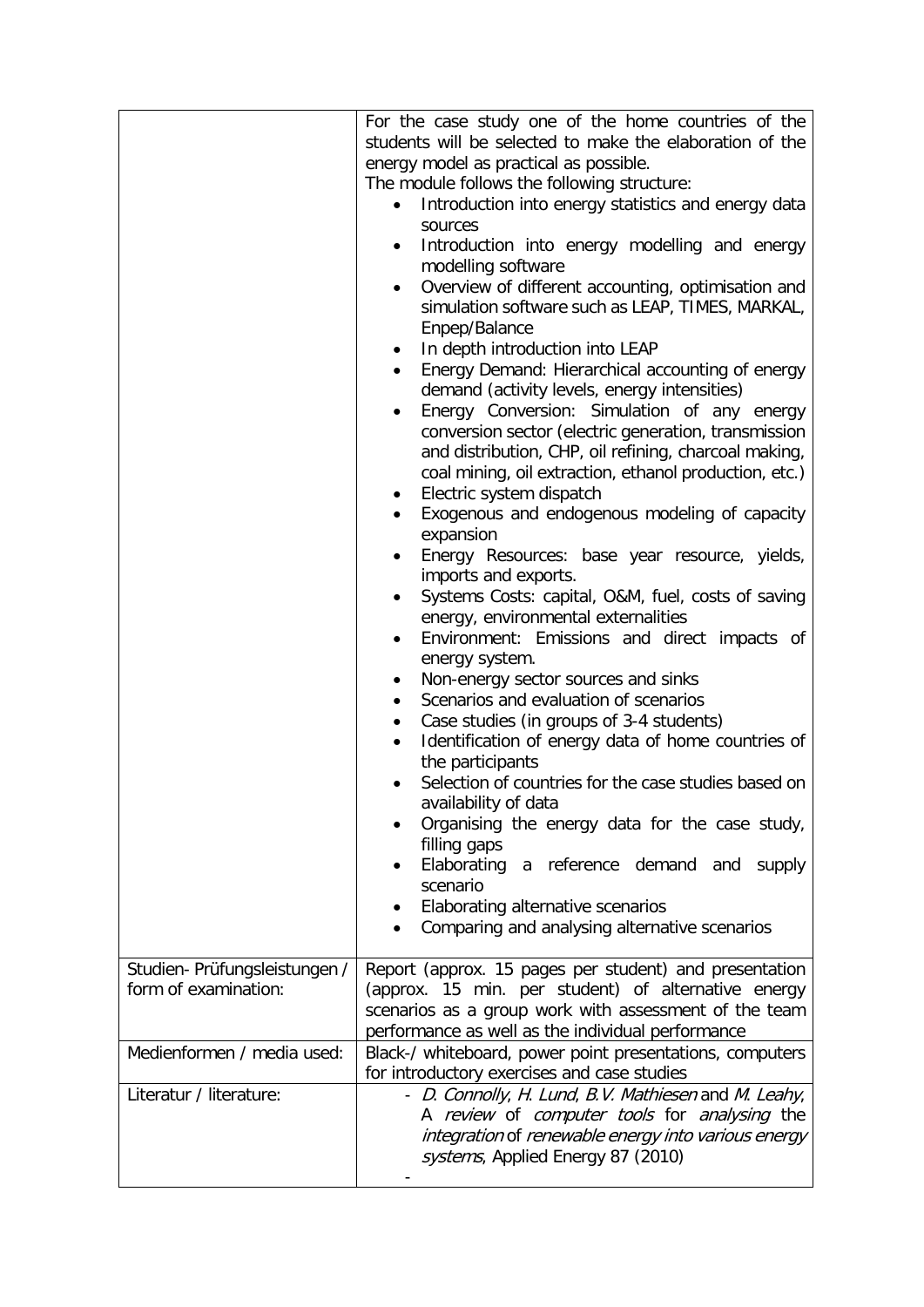| | |
|---|---|
| | For the case study one of the home countries of the students will be selected to make the elaboration of the energy model as practical as possible.<br>The module follows the following structure:<br>• Introduction into energy statistics and energy data sources<br>• Introduction into energy modelling and energy modelling software<br>• Overview of different accounting, optimisation and simulation software such as LEAP, TIMES, MARKAL, Enpep/Balance<br>• In depth introduction into LEAP<br>• Energy Demand: Hierarchical accounting of energy demand (activity levels, energy intensities)<br>• Energy Conversion: Simulation of any energy conversion sector (electric generation, transmission and distribution, CHP, oil refining, charcoal making, coal mining, oil extraction, ethanol production, etc.)<br>• Electric system dispatch<br>• Exogenous and endogenous modeling of capacity expansion<br>• Energy Resources: base year resource, yields, imports and exports.<br>• Systems Costs: capital, O&M, fuel, costs of saving energy, environmental externalities<br>• Environment: Emissions and direct impacts of energy system.<br>• Non-energy sector sources and sinks<br>• Scenarios and evaluation of scenarios<br>• Case studies (in groups of 3-4 students)<br>• Identification of energy data of home countries of the participants<br>• Selection of countries for the case studies based on availability of data<br>• Organising the energy data for the case study, filling gaps<br>• Elaborating a reference demand and supply scenario<br>• Elaborating alternative scenarios<br>• Comparing and analysing alternative scenarios |
| Studien- Prüfungsleistungen / form of examination: | Report (approx. 15 pages per student) and presentation (approx. 15 min. per student) of alternative energy scenarios as a group work with assessment of the team performance as well as the individual performance |
| Medienformen / media used: | Black-/ whiteboard, power point presentations, computers for introductory exercises and case studies |
| Literatur / literature: | - *D. Connolly*, *H. Lund*, *B.V. Mathiesen* and *M. Leahy*, A *review* of *computer tools* for *analysing* the *integration* of *renewable energy into various energy systems*, Applied Energy 87 (2010)<br>- |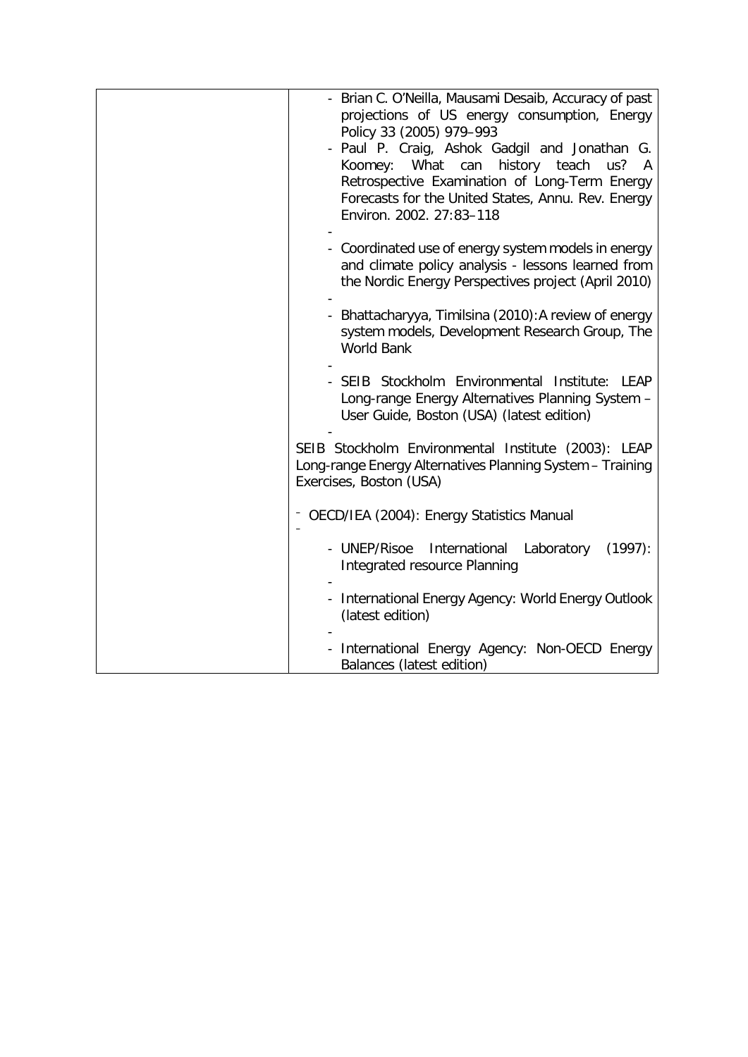| | |
|---|---|
| | - Brian C. O'Neilla, Mausami Desaib, Accuracy of past projections of US energy consumption, Energy Policy 33 (2005) 979–993<br>- Paul P. Craig, Ashok Gadgil and Jonathan G. Koomey: What can history teach us? A Retrospective Examination of Long-Term Energy Forecasts for the United States, Annu. Rev. Energy Environ. 2002. 27:83–118<br>-<br>- Coordinated use of energy system models in energy and climate policy analysis - lessons learned from the Nordic Energy Perspectives project (April 2010)<br>-<br>- Bhattacharyya, Timilsina (2010):A review of energy system models, Development Research Group, The World Bank<br>-<br>- SEIB Stockholm Environmental Institute: LEAP Long-range Energy Alternatives Planning System – User Guide, Boston (USA) (latest edition)<br>-<br>SEIB Stockholm Environmental Institute (2003): LEAP Long-range Energy Alternatives Planning System – Training Exercises, Boston (USA)<br><br>- OECD/IEA (2004): Energy Statistics Manual<br>-<br>- UNEP/Risoe International Laboratory (1997): Integrated resource Planning<br>-<br>- International Energy Agency: World Energy Outlook (latest edition)<br>-<br>- International Energy Agency: Non-OECD Energy Balances (latest edition) |